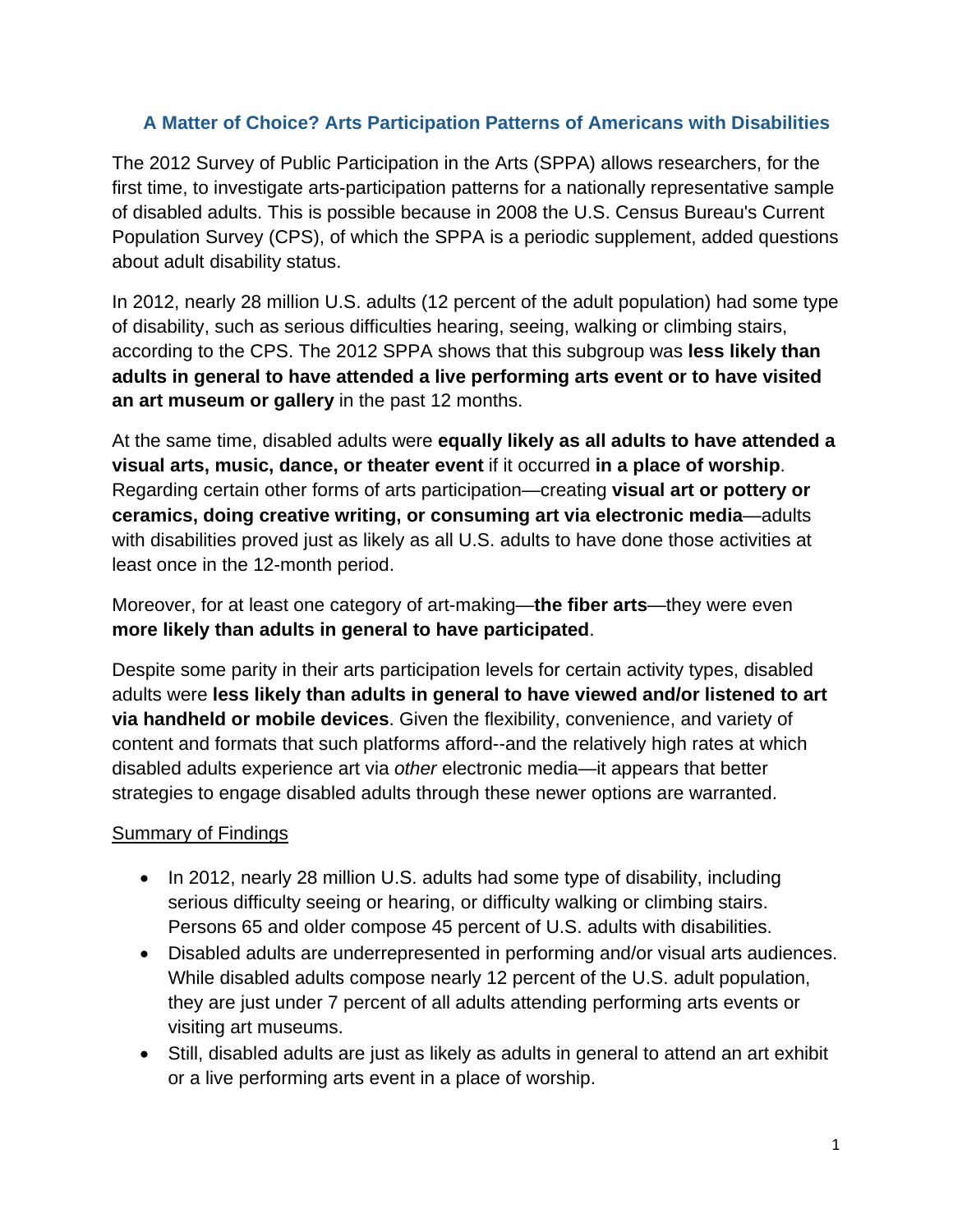# A Matter of Choice? Arts Participation Patterns of Americans with Disabilities

The 2012 Survey of Public Participation in the Arts (SPPA) allows researchers, for the first time, to investigate arts-participation patterns for a nationally representative sample of disabled adults. This is possible because in 2008 the U.S. Census Bureau's Current Population Survey (CPS), of which the SPPA is a periodic supplement, added questions about adult disability status.

In 2012, nearly 28 million U.S. adults (12 percent of the adult population) had some type of disability, such as serious difficulties hearing, seeing, walking or climbing stairs, according to the CPS. The 2012 SPPA shows that this subgroup was **less likely than adults in general to have attended a live performing arts event or to have visited an art museum or gallery** in the past 12 months.

At the same time, disabled adults were **equally likely as all adults to have attended a visual arts, music, dance, or theater event** if it occurred **in a place of worship**. Regarding certain other forms of arts participation—creating **visual art or pottery or ceramics, doing creative writing, or consuming art via electronic media**—adults with disabilities proved just as likely as all U.S. adults to have done those activities at least once in the 12-month period.

Moreover, for at least one category of art-making—**the fiber arts**—they were even **more likely than adults in general to have participated**.

Despite some parity in their arts participation levels for certain activity types, disabled adults were **less likely than adults in general to have viewed and/or listened to art via handheld or mobile devices**. Given the flexibility, convenience, and variety of content and formats that such platforms afford--and the relatively high rates at which disabled adults experience art via *other* electronic media—it appears that better strategies to engage disabled adults through these newer options are warranted.

## Summary of Findings

- In 2012, nearly 28 million U.S. adults had some type of disability, including serious difficulty seeing or hearing, or difficulty walking or climbing stairs. Persons 65 and older compose 45 percent of U.S. adults with disabilities.
- Disabled adults are underrepresented in performing and/or visual arts audiences. While disabled adults compose nearly 12 percent of the U.S. adult population, they are just under 7 percent of all adults attending performing arts events or visiting art museums.
- Still, disabled adults are just as likely as adults in general to attend an art exhibit or a live performing arts event in a place of worship.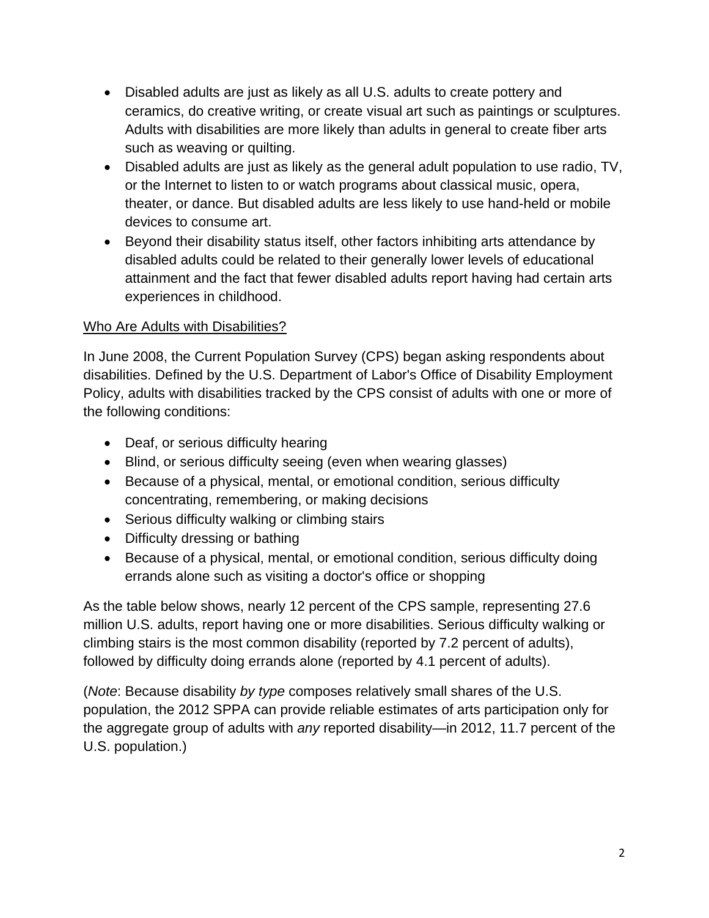- Disabled adults are just as likely as all U.S. adults to create pottery and ceramics, do creative writing, or create visual art such as paintings or sculptures. Adults with disabilities are more likely than adults in general to create fiber arts such as weaving or quilting.
- Disabled adults are just as likely as the general adult population to use radio, TV, or the Internet to listen to or watch programs about classical music, opera, theater, or dance. But disabled adults are less likely to use hand-held or mobile devices to consume art.
- Beyond their disability status itself, other factors inhibiting arts attendance by disabled adults could be related to their generally lower levels of educational attainment and the fact that fewer disabled adults report having had certain arts experiences in childhood.

## Who Are Adults with Disabilities?

In June 2008, the Current Population Survey (CPS) began asking respondents about disabilities. Defined by the U.S. Department of Labor's Office of Disability Employment Policy, adults with disabilities tracked by the CPS consist of adults with one or more of the following conditions:

- Deaf, or serious difficulty hearing
- Blind, or serious difficulty seeing (even when wearing glasses)
- Because of a physical, mental, or emotional condition, serious difficulty concentrating, remembering, or making decisions
- Serious difficulty walking or climbing stairs
- Difficulty dressing or bathing
- Because of a physical, mental, or emotional condition, serious difficulty doing errands alone such as visiting a doctor's office or shopping

As the table below shows, nearly 12 percent of the CPS sample, representing 27.6 million U.S. adults, report having one or more disabilities. Serious difficulty walking or climbing stairs is the most common disability (reported by 7.2 percent of adults), followed by difficulty doing errands alone (reported by 4.1 percent of adults).

(*Note*: Because disability *by type* composes relatively small shares of the U.S. population, the 2012 SPPA can provide reliable estimates of arts participation only for the aggregate group of adults with *any* reported disability—in 2012, 11.7 percent of the U.S. population.)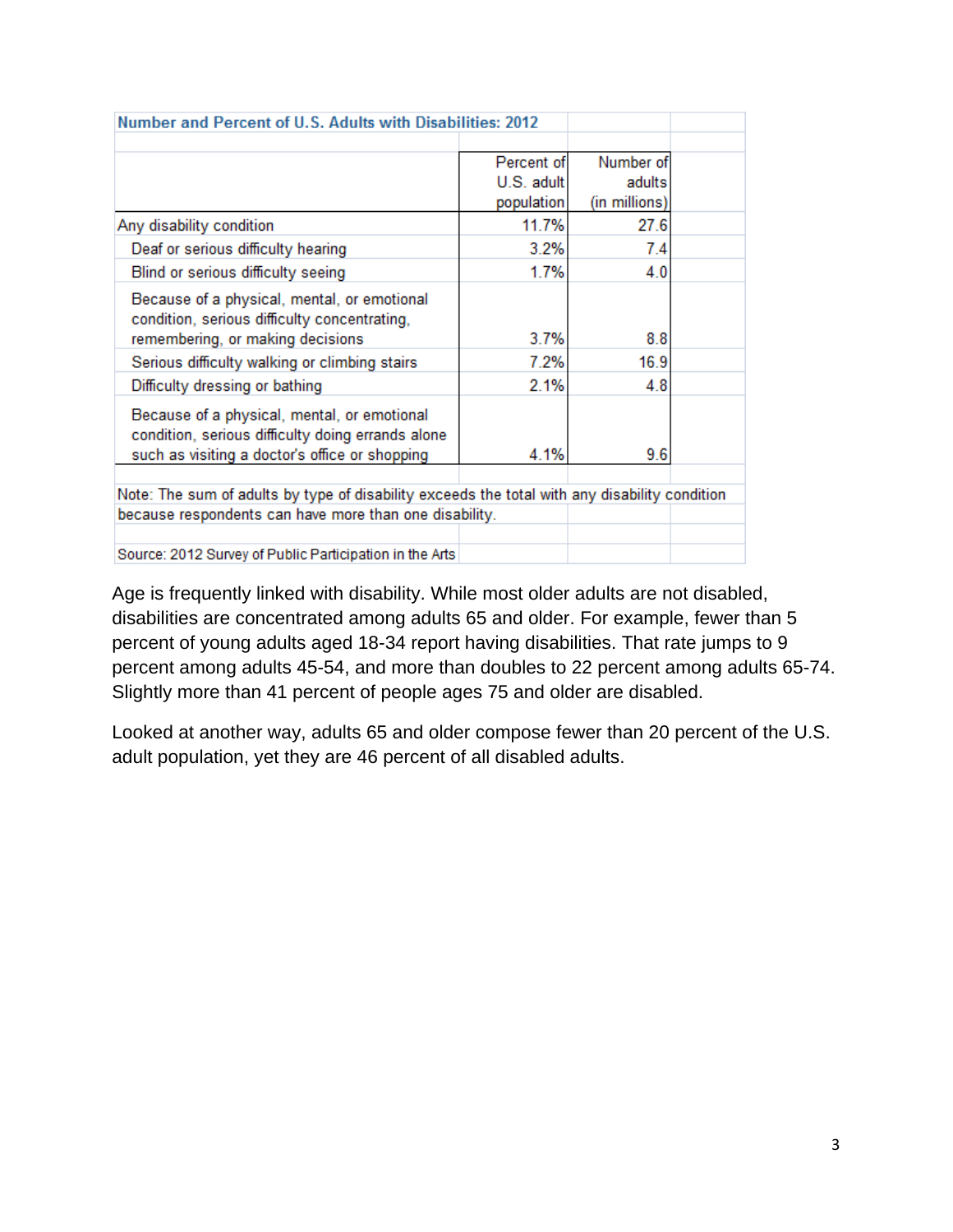**Number and Percent of U.S. Adults with Disabilities: 2012**

| | Percent of U.S. adult population | Number of adults (in millions) |
|---|---|---|
| Any disability condition | 11.7% | 27.6 |
| Deaf or serious difficulty hearing | 3.2% | 7.4 |
| Blind or serious difficulty seeing | 1.7% | 4.0 |
| Because of a physical, mental, or emotional condition, serious difficulty concentrating, remembering, or making decisions | 3.7% | 8.8 |
| Serious difficulty walking or climbing stairs | 7.2% | 16.9 |
| Difficulty dressing or bathing | 2.1% | 4.8 |
| Because of a physical, mental, or emotional condition, serious difficulty doing errands alone such as visiting a doctor's office or shopping | 4.1% | 9.6 |

Note: The sum of adults by type of disability exceeds the total with any disability condition because respondents can have more than one disability.

Source: 2012 Survey of Public Participation in the Arts

Age is frequently linked with disability. While most older adults are not disabled, disabilities are concentrated among adults 65 and older. For example, fewer than 5 percent of young adults aged 18-34 report having disabilities. That rate jumps to 9 percent among adults 45-54, and more than doubles to 22 percent among adults 65-74. Slightly more than 41 percent of people ages 75 and older are disabled.

Looked at another way, adults 65 and older compose fewer than 20 percent of the U.S. adult population, yet they are 46 percent of all disabled adults.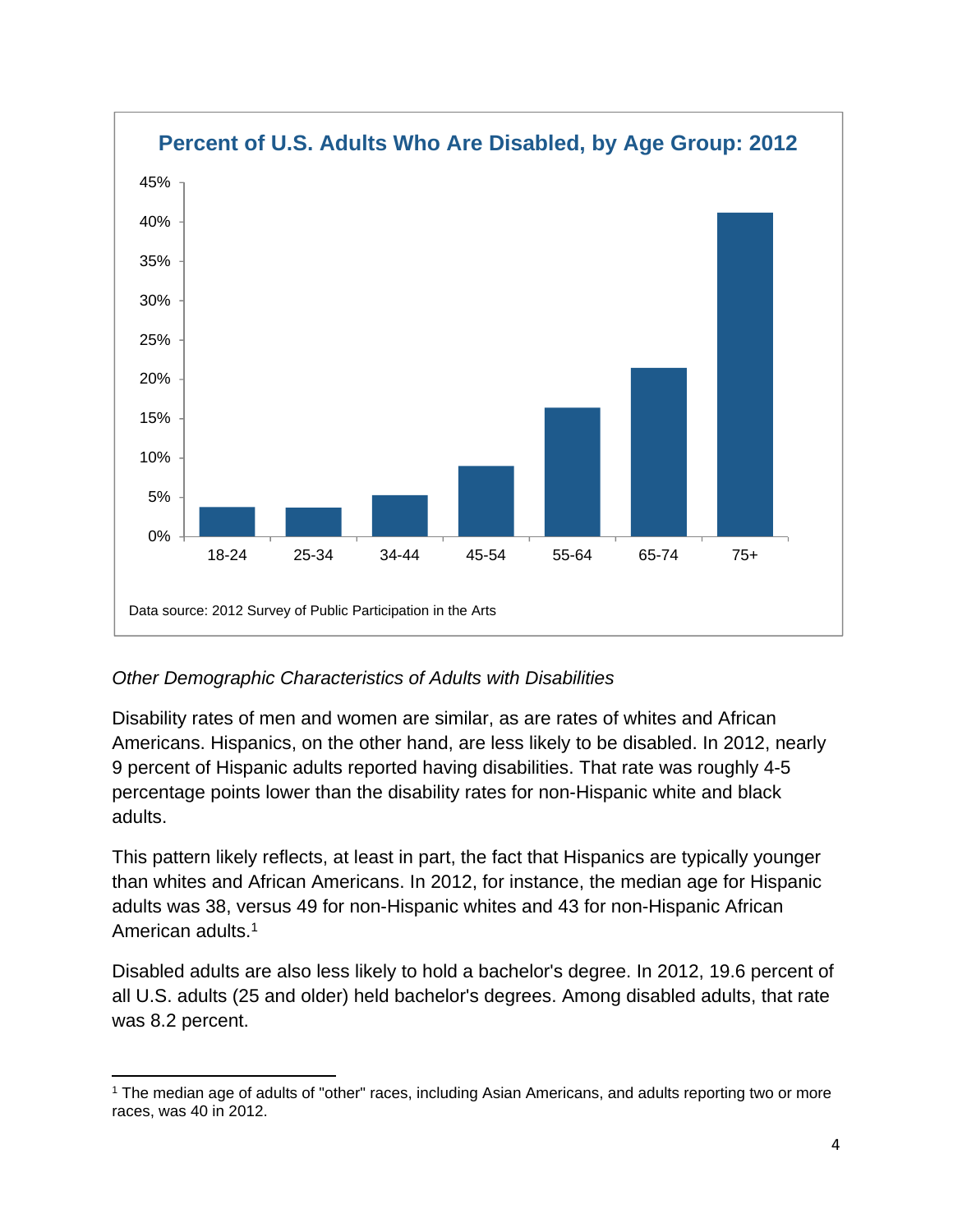**Percent of U.S. Adults Who Are Disabled, by Age Group: 2012**

| Age Group | Percent |
|---|---|
| 18-24 | |
| 25-34 | |
| 34-44 | |
| 45-54 | |
| 55-64 | |
| 65-74 | |
| 75+ | |

Data source: 2012 Survey of Public Participation in the Arts

*Other Demographic Characteristics of Adults with Disabilities*

Disability rates of men and women are similar, as are rates of whites and African Americans. Hispanics, on the other hand, are less likely to be disabled. In 2012, nearly 9 percent of Hispanic adults reported having disabilities. That rate was roughly 4-5 percentage points lower than the disability rates for non-Hispanic white and black adults.

This pattern likely reflects, at least in part, the fact that Hispanics are typically younger than whites and African Americans. In 2012, for instance, the median age for Hispanic adults was 38, versus 49 for non-Hispanic whites and 43 for non-Hispanic African American adults.[1]

Disabled adults are also less likely to hold a bachelor's degree. In 2012, 19.6 percent of all U.S. adults (25 and older) held bachelor's degrees. Among disabled adults, that rate was 8.2 percent.

---

[1] The median age of adults of "other" races, including Asian Americans, and adults reporting two or more races, was 40 in 2012.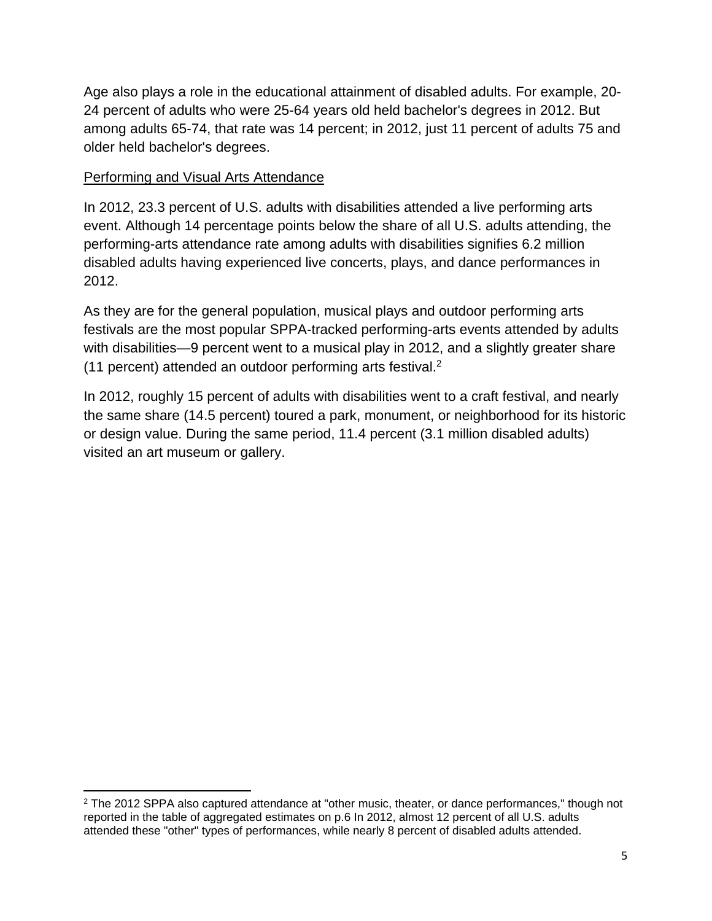Age also plays a role in the educational attainment of disabled adults. For example, 20-24 percent of adults who were 25-64 years old held bachelor's degrees in 2012. But among adults 65-74, that rate was 14 percent; in 2012, just 11 percent of adults 75 and older held bachelor's degrees.

<u>Performing and Visual Arts Attendance</u>

In 2012, 23.3 percent of U.S. adults with disabilities attended a live performing arts event. Although 14 percentage points below the share of all U.S. adults attending, the performing-arts attendance rate among adults with disabilities signifies 6.2 million disabled adults having experienced live concerts, plays, and dance performances in 2012.

As they are for the general population, musical plays and outdoor performing arts festivals are the most popular SPPA-tracked performing-arts events attended by adults with disabilities—9 percent went to a musical play in 2012, and a slightly greater share (11 percent) attended an outdoor performing arts festival.[2]

In 2012, roughly 15 percent of adults with disabilities went to a craft festival, and nearly the same share (14.5 percent) toured a park, monument, or neighborhood for its historic or design value. During the same period, 11.4 percent (3.1 million disabled adults) visited an art museum or gallery.

---

[2] The 2012 SPPA also captured attendance at "other music, theater, or dance performances," though not reported in the table of aggregated estimates on p.6 In 2012, almost 12 percent of all U.S. adults attended these "other" types of performances, while nearly 8 percent of disabled adults attended.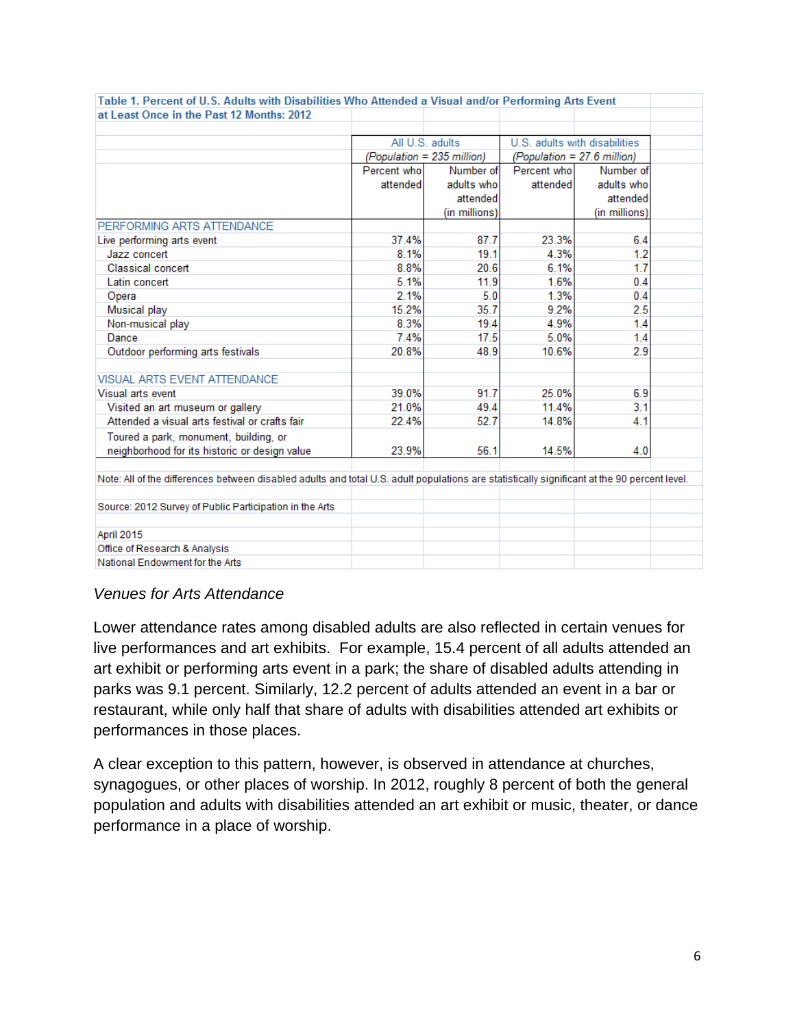**Table 1. Percent of U.S. Adults with Disabilities Who Attended a Visual and/or Performing Arts Event at Least Once in the Past 12 Months: 2012**

| | All U.S. adults (Population = 235 million) | | U.S. adults with disabilities (Population = 27.6 million) | |
|---|---|---|---|---|
| | Percent who attended | Number of adults who attended (in millions) | Percent who attended | Number of adults who attended (in millions) |
| PERFORMING ARTS ATTENDANCE | | | | |
| Live performing arts event | 37.4% | 87.7 | 23.3% | 6.4 |
| Jazz concert | 8.1% | 19.1 | 4.3% | 1.2 |
| Classical concert | 8.8% | 20.6 | 6.1% | 1.7 |
| Latin concert | 5.1% | 11.9 | 1.6% | 0.4 |
| Opera | 2.1% | 5.0 | 1.3% | 0.4 |
| Musical play | 15.2% | 35.7 | 9.2% | 2.5 |
| Non-musical play | 8.3% | 19.4 | 4.9% | 1.4 |
| Dance | 7.4% | 17.5 | 5.0% | 1.4 |
| Outdoor performing arts festivals | 20.8% | 48.9 | 10.6% | 2.9 |
| VISUAL ARTS EVENT ATTENDANCE | | | | |
| Visual arts event | 39.0% | 91.7 | 25.0% | 6.9 |
| Visited an art museum or gallery | 21.0% | 49.4 | 11.4% | 3.1 |
| Attended a visual arts festival or crafts fair | 22.4% | 52.7 | 14.8% | 4.1 |
| Toured a park, monument, building, or neighborhood for its historic or design value | 23.9% | 56.1 | 14.5% | 4.0 |

Note: All of the differences between disabled adults and total U.S. adult populations are statistically significant at the 90 percent level.

Source: 2012 Survey of Public Participation in the Arts

April 2015
Office of Research & Analysis
National Endowment for the Arts

*Venues for Arts Attendance*

Lower attendance rates among disabled adults are also reflected in certain venues for live performances and art exhibits. For example, 15.4 percent of all adults attended an art exhibit or performing arts event in a park; the share of disabled adults attending in parks was 9.1 percent. Similarly, 12.2 percent of adults attended an event in a bar or restaurant, while only half that share of adults with disabilities attended art exhibits or performances in those places.

A clear exception to this pattern, however, is observed in attendance at churches, synagogues, or other places of worship. In 2012, roughly 8 percent of both the general population and adults with disabilities attended an art exhibit or music, theater, or dance performance in a place of worship.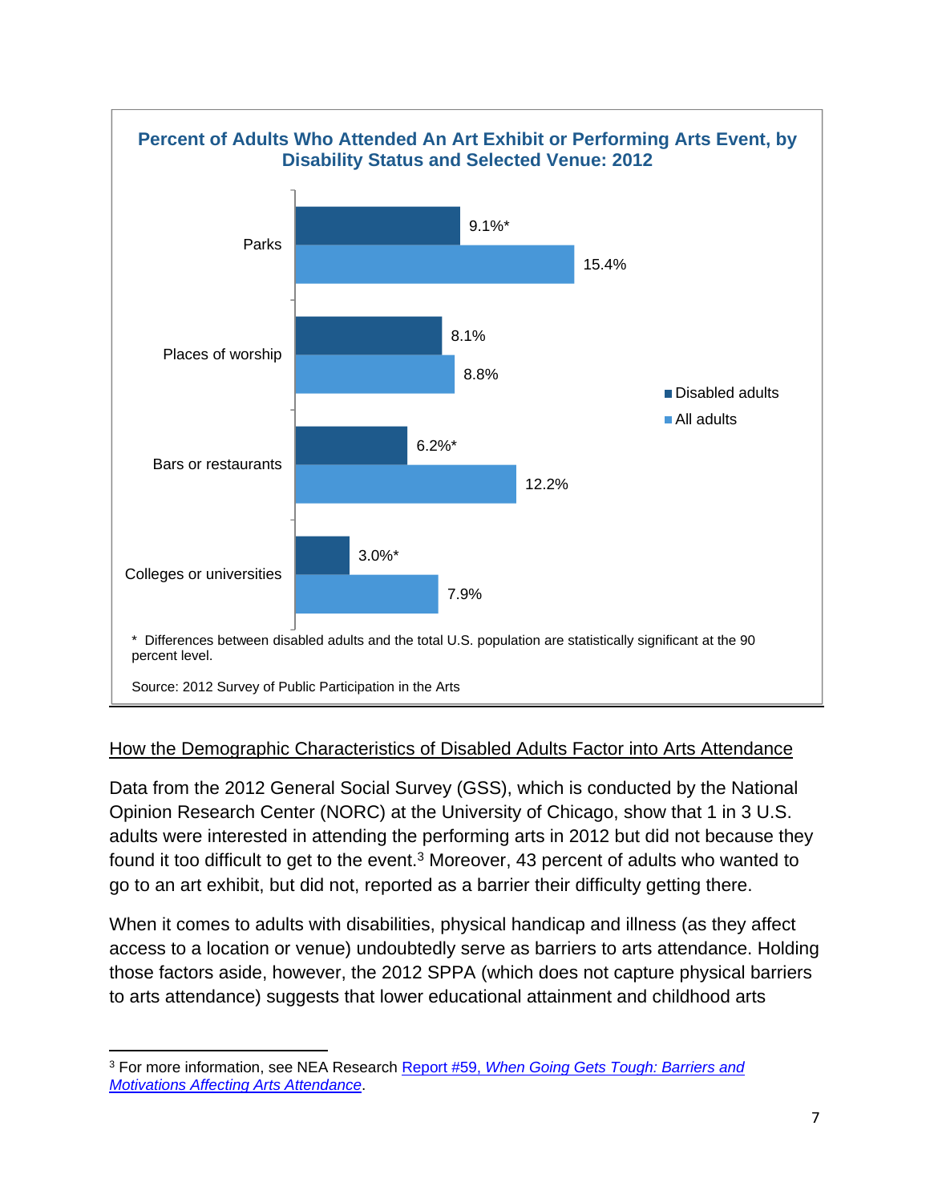**Percent of Adults Who Attended An Art Exhibit or Performing Arts Event, by Disability Status and Selected Venue: 2012**

| Venue | Disabled adults | All adults |
|---|---|---|
| Parks | 9.1%* | 15.4% |
| Places of worship | 8.1% | 8.8% |
| Bars or restaurants | 6.2%* | 12.2% |
| Colleges or universities | 3.0%* | 7.9% |

\* Differences between disabled adults and the total U.S. population are statistically significant at the 90 percent level.

Source: 2012 Survey of Public Participation in the Arts

## How the Demographic Characteristics of Disabled Adults Factor into Arts Attendance

Data from the 2012 General Social Survey (GSS), which is conducted by the National Opinion Research Center (NORC) at the University of Chicago, show that 1 in 3 U.S. adults were interested in attending the performing arts in 2012 but did not because they found it too difficult to get to the event.[3] Moreover, 43 percent of adults who wanted to go to an art exhibit, but did not, reported as a barrier their difficulty getting there.

When it comes to adults with disabilities, physical handicap and illness (as they affect access to a location or venue) undoubtedly serve as barriers to arts attendance. Holding those factors aside, however, the 2012 SPPA (which does not capture physical barriers to arts attendance) suggests that lower educational attainment and childhood arts

---

[3] For more information, see NEA Research Report #59, *When Going Gets Tough: Barriers and Motivations Affecting Arts Attendance*.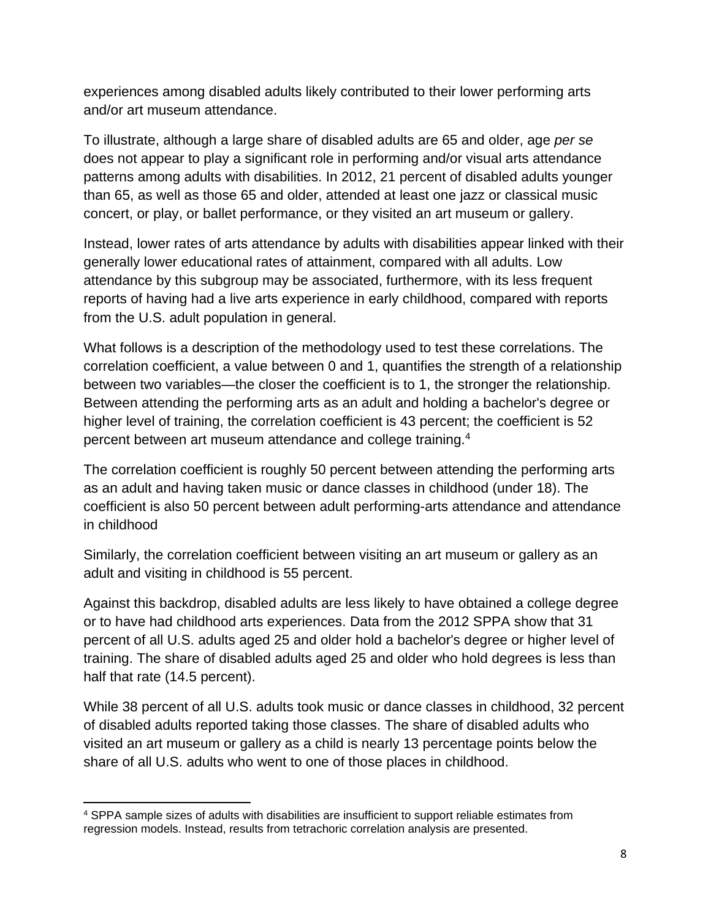experiences among disabled adults likely contributed to their lower performing arts and/or art museum attendance.

To illustrate, although a large share of disabled adults are 65 and older, age *per se* does not appear to play a significant role in performing and/or visual arts attendance patterns among adults with disabilities. In 2012, 21 percent of disabled adults younger than 65, as well as those 65 and older, attended at least one jazz or classical music concert, or play, or ballet performance, or they visited an art museum or gallery.

Instead, lower rates of arts attendance by adults with disabilities appear linked with their generally lower educational rates of attainment, compared with all adults. Low attendance by this subgroup may be associated, furthermore, with its less frequent reports of having had a live arts experience in early childhood, compared with reports from the U.S. adult population in general.

What follows is a description of the methodology used to test these correlations. The correlation coefficient, a value between 0 and 1, quantifies the strength of a relationship between two variables—the closer the coefficient is to 1, the stronger the relationship. Between attending the performing arts as an adult and holding a bachelor's degree or higher level of training, the correlation coefficient is 43 percent; the coefficient is 52 percent between art museum attendance and college training.[4]

The correlation coefficient is roughly 50 percent between attending the performing arts as an adult and having taken music or dance classes in childhood (under 18). The coefficient is also 50 percent between adult performing-arts attendance and attendance in childhood

Similarly, the correlation coefficient between visiting an art museum or gallery as an adult and visiting in childhood is 55 percent.

Against this backdrop, disabled adults are less likely to have obtained a college degree or to have had childhood arts experiences. Data from the 2012 SPPA show that 31 percent of all U.S. adults aged 25 and older hold a bachelor's degree or higher level of training. The share of disabled adults aged 25 and older who hold degrees is less than half that rate (14.5 percent).

While 38 percent of all U.S. adults took music or dance classes in childhood, 32 percent of disabled adults reported taking those classes. The share of disabled adults who visited an art museum or gallery as a child is nearly 13 percentage points below the share of all U.S. adults who went to one of those places in childhood.

[4] SPPA sample sizes of adults with disabilities are insufficient to support reliable estimates from regression models. Instead, results from tetrachoric correlation analysis are presented.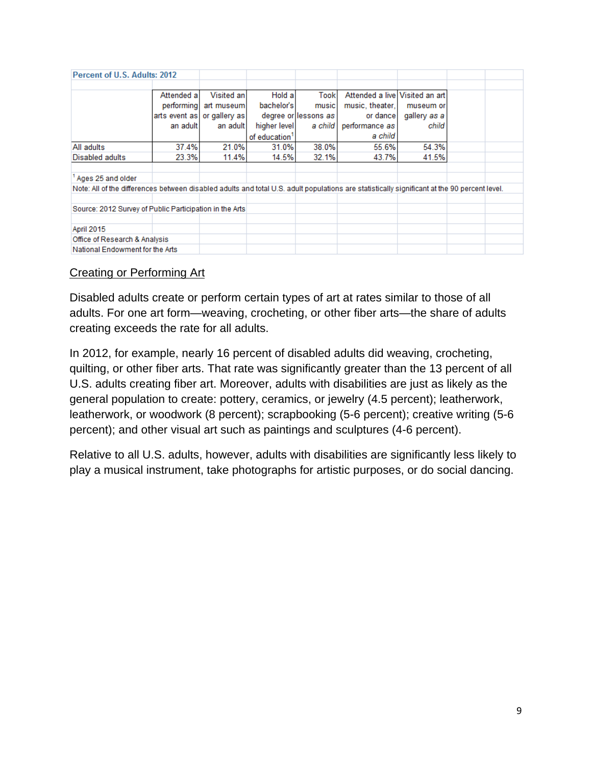**Percent of U.S. Adults: 2012**

| | Attended a performing arts event as an adult | Visited an art museum or gallery as an adult | Hold a bachelor's degree or higher level of education[1] | Took music lessons as *a child* | Attended a live music, theater, or dance performance *as a child* | Visited an art museum or gallery *as a child* |
|---|---|---|---|---|---|---|
| All adults | 37.4% | 21.0% | 31.0% | 38.0% | 55.6% | 54.3% |
| Disabled adults | 23.3% | 11.4% | 14.5% | 32.1% | 43.7% | 41.5% |

[1] Ages 25 and older

Note: All of the differences between disabled adults and total U.S. adult populations are statistically significant at the 90 percent level.

Source: 2012 Survey of Public Participation in the Arts

April 2015
Office of Research & Analysis
National Endowment for the Arts

## Creating or Performing Art

Disabled adults create or perform certain types of art at rates similar to those of all adults. For one art form—weaving, crocheting, or other fiber arts—the share of adults creating exceeds the rate for all adults.

In 2012, for example, nearly 16 percent of disabled adults did weaving, crocheting, quilting, or other fiber arts. That rate was significantly greater than the 13 percent of all U.S. adults creating fiber art. Moreover, adults with disabilities are just as likely as the general population to create: pottery, ceramics, or jewelry (4.5 percent); leatherwork, leatherwork, or woodwork (8 percent); scrapbooking (5-6 percent); creative writing (5-6 percent); and other visual art such as paintings and sculptures (4-6 percent).

Relative to all U.S. adults, however, adults with disabilities are significantly less likely to play a musical instrument, take photographs for artistic purposes, or do social dancing.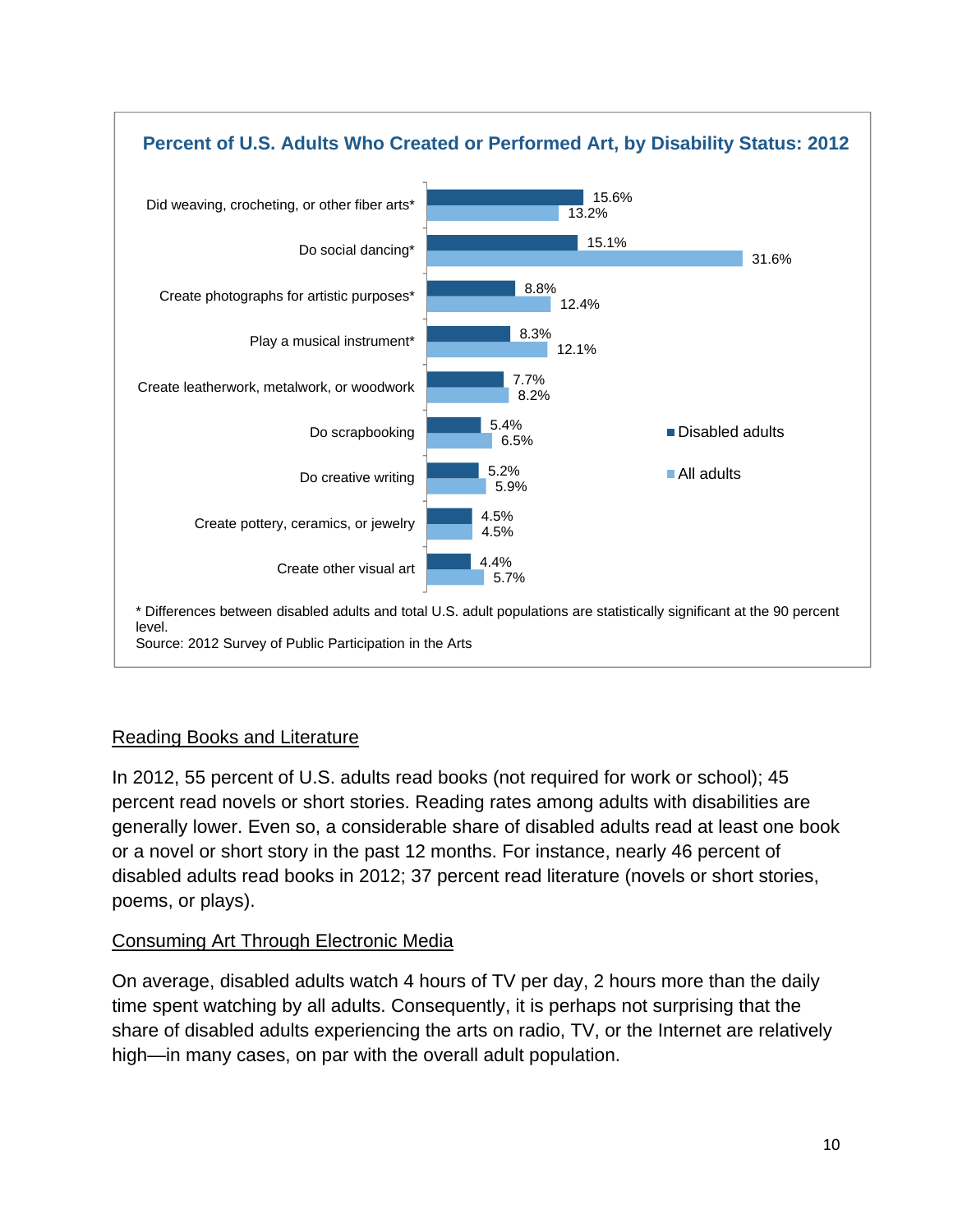**Percent of U.S. Adults Who Created or Performed Art, by Disability Status: 2012**

| Activity | Disabled adults | All adults |
|---|---|---|
| Did weaving, crocheting, or other fiber arts* | 15.6% | 13.2% |
| Do social dancing* | 15.1% | 31.6% |
| Create photographs for artistic purposes* | 8.8% | 12.4% |
| Play a musical instrument* | 8.3% | 12.1% |
| Create leatherwork, metalwork, or woodwork | 7.7% | 8.2% |
| Do scrapbooking | 5.4% | 6.5% |
| Do creative writing | 5.2% | 5.9% |
| Create pottery, ceramics, or jewelry | 4.5% | 4.5% |
| Create other visual art | 4.4% | 5.7% |

* Differences between disabled adults and total U.S. adult populations are statistically significant at the 90 percent level.

Source: 2012 Survey of Public Participation in the Arts

Reading Books and Literature

In 2012, 55 percent of U.S. adults read books (not required for work or school); 45 percent read novels or short stories. Reading rates among adults with disabilities are generally lower. Even so, a considerable share of disabled adults read at least one book or a novel or short story in the past 12 months. For instance, nearly 46 percent of disabled adults read books in 2012; 37 percent read literature (novels or short stories, poems, or plays).

Consuming Art Through Electronic Media

On average, disabled adults watch 4 hours of TV per day, 2 hours more than the daily time spent watching by all adults. Consequently, it is perhaps not surprising that the share of disabled adults experiencing the arts on radio, TV, or the Internet are relatively high—in many cases, on par with the overall adult population.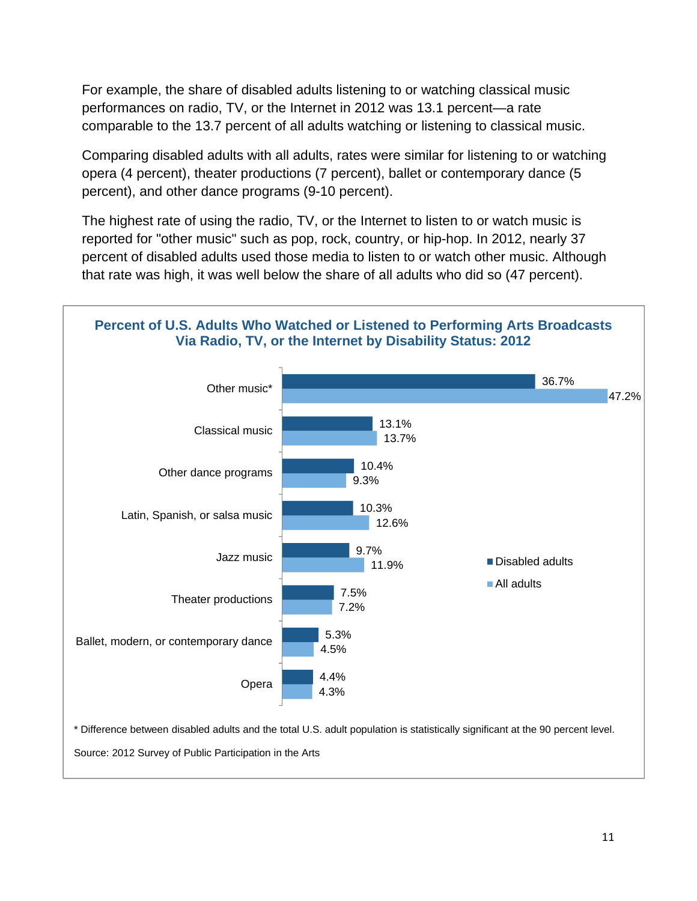For example, the share of disabled adults listening to or watching classical music performances on radio, TV, or the Internet in 2012 was 13.1 percent—a rate comparable to the 13.7 percent of all adults watching or listening to classical music.

Comparing disabled adults with all adults, rates were similar for listening to or watching opera (4 percent), theater productions (7 percent), ballet or contemporary dance (5 percent), and other dance programs (9-10 percent).

The highest rate of using the radio, TV, or the Internet to listen to or watch music is reported for "other music" such as pop, rock, country, or hip-hop. In 2012, nearly 37 percent of disabled adults used those media to listen to or watch other music. Although that rate was high, it was well below the share of all adults who did so (47 percent).

**Percent of U.S. Adults Who Watched or Listened to Performing Arts Broadcasts Via Radio, TV, or the Internet by Disability Status: 2012**

| | Disabled adults | All adults |
|---|---|---|
| Other music* | 36.7% | 47.2% |
| Classical music | 13.1% | 13.7% |
| Other dance programs | 10.4% | 9.3% |
| Latin, Spanish, or salsa music | 10.3% | 12.6% |
| Jazz music | 9.7% | 11.9% |
| Theater productions | 7.5% | 7.2% |
| Ballet, modern, or contemporary dance | 5.3% | 4.5% |
| Opera | 4.4% | 4.3% |

* Difference between disabled adults and the total U.S. adult population is statistically significant at the 90 percent level.

Source: 2012 Survey of Public Participation in the Arts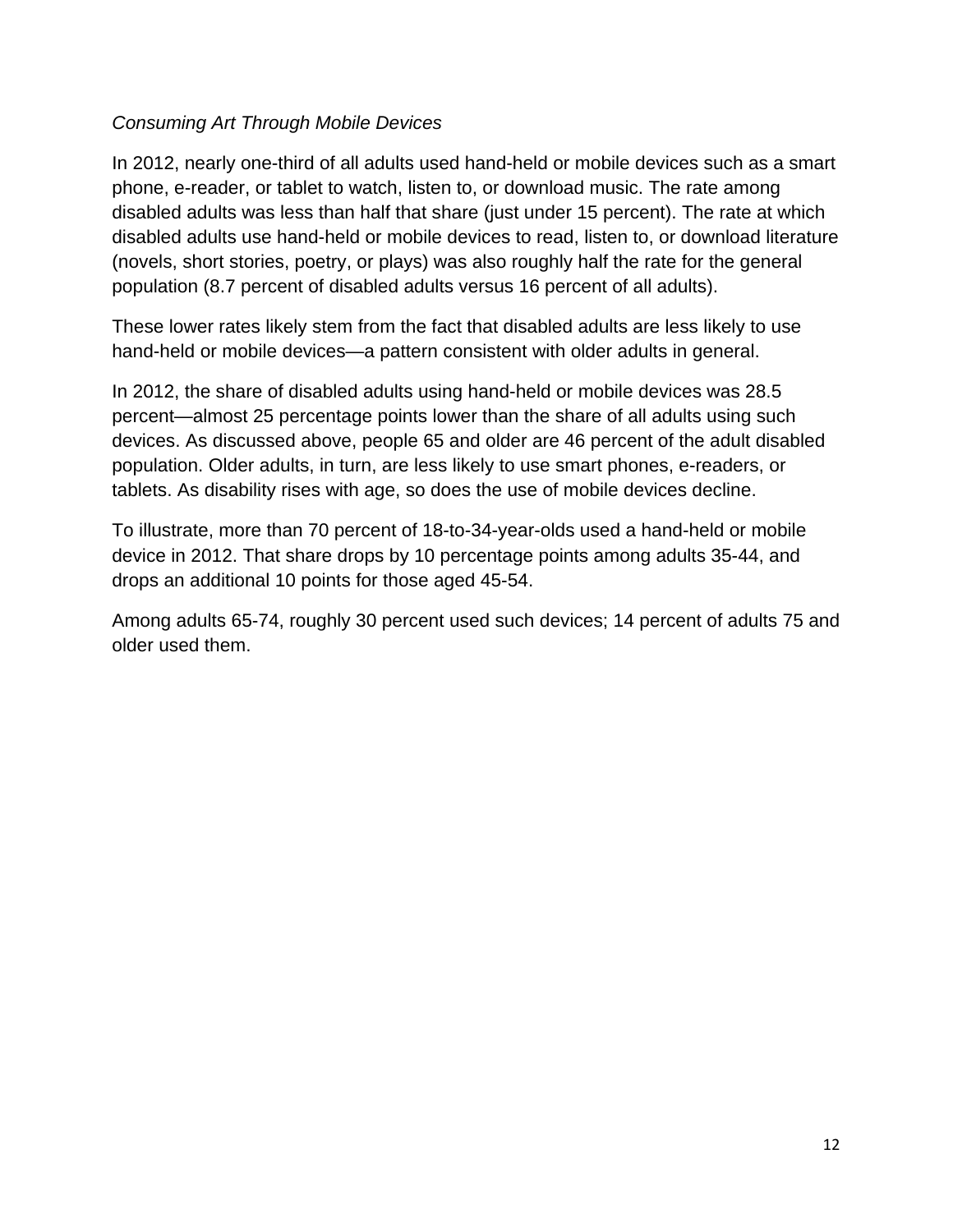*Consuming Art Through Mobile Devices*

In 2012, nearly one-third of all adults used hand-held or mobile devices such as a smart phone, e-reader, or tablet to watch, listen to, or download music. The rate among disabled adults was less than half that share (just under 15 percent). The rate at which disabled adults use hand-held or mobile devices to read, listen to, or download literature (novels, short stories, poetry, or plays) was also roughly half the rate for the general population (8.7 percent of disabled adults versus 16 percent of all adults).

These lower rates likely stem from the fact that disabled adults are less likely to use hand-held or mobile devices—a pattern consistent with older adults in general.

In 2012, the share of disabled adults using hand-held or mobile devices was 28.5 percent—almost 25 percentage points lower than the share of all adults using such devices. As discussed above, people 65 and older are 46 percent of the adult disabled population. Older adults, in turn, are less likely to use smart phones, e-readers, or tablets. As disability rises with age, so does the use of mobile devices decline.

To illustrate, more than 70 percent of 18-to-34-year-olds used a hand-held or mobile device in 2012. That share drops by 10 percentage points among adults 35-44, and drops an additional 10 points for those aged 45-54.

Among adults 65-74, roughly 30 percent used such devices; 14 percent of adults 75 and older used them.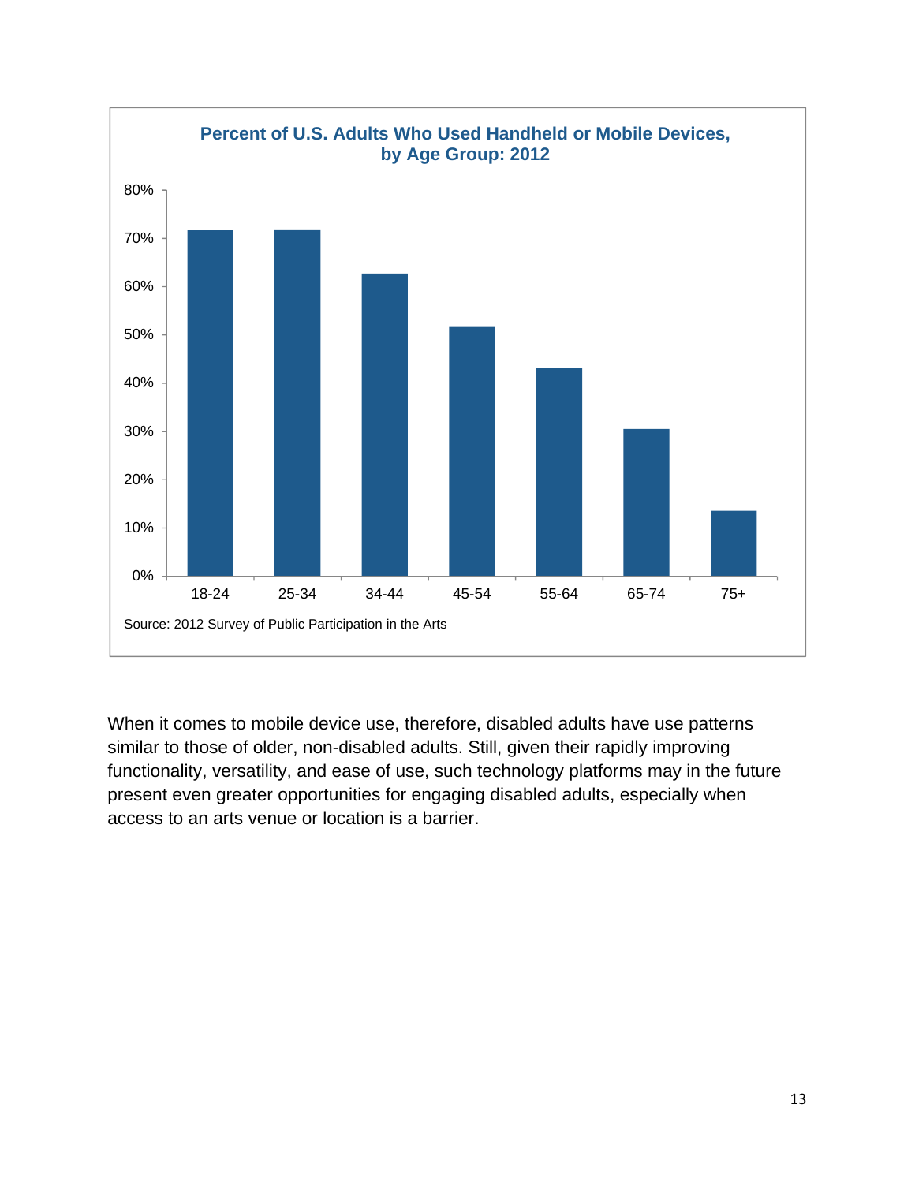**Percent of U.S. Adults Who Used Handheld or Mobile Devices, by Age Group: 2012**

80%
70%
60%
50%
40%
30%
20%
10%
0%

18-24
25-34
34-44
45-54
55-64
65-74
75+

Source: 2012 Survey of Public Participation in the Arts

When it comes to mobile device use, therefore, disabled adults have use patterns similar to those of older, non-disabled adults. Still, given their rapidly improving functionality, versatility, and ease of use, such technology platforms may in the future present even greater opportunities for engaging disabled adults, especially when access to an arts venue or location is a barrier.